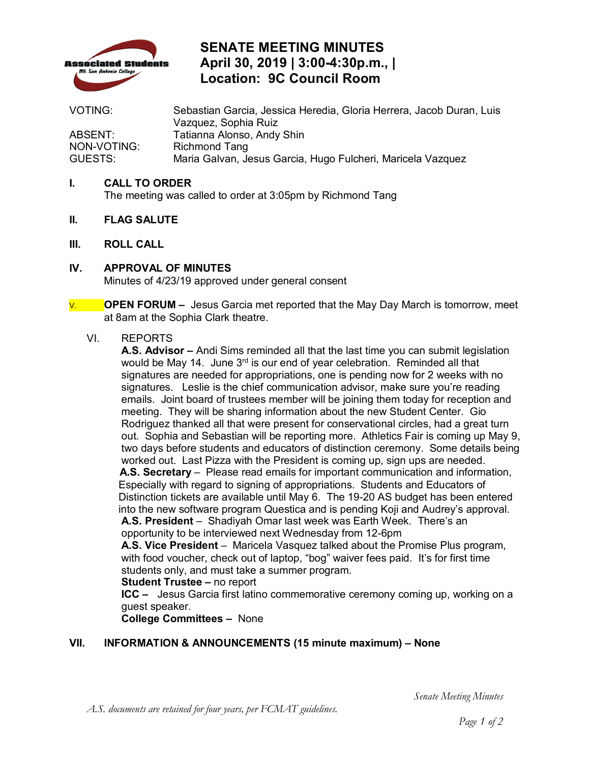# SENATE MEETING MINUTES
## April 30, 2019 | 3:00-4:30p.m., |
## Location: 9C Council Room

| | |
|---|---|
| VOTING: | Sebastian Garcia, Jessica Heredia, Gloria Herrera, Jacob Duran, Luis Vazquez, Sophia Ruiz |
| ABSENT: | Tatianna Alonso, Andy Shin |
| NON-VOTING: | Richmond Tang |
| GUESTS: | Maria Galvan, Jesus Garcia, Hugo Fulcheri, Maricela Vazquez |

**I. CALL TO ORDER**

The meeting was called to order at 3:05pm by Richmond Tang

**II. FLAG SALUTE**

**III. ROLL CALL**

**IV. APPROVAL OF MINUTES**

Minutes of 4/23/19 approved under general consent

V. **OPEN FORUM –** Jesus Garcia met reported that the May Day March is tomorrow, meet at 8am at the Sophia Clark theatre.

VI. REPORTS

**A.S. Advisor –** Andi Sims reminded all that the last time you can submit legislation would be May 14. June 3rd is our end of year celebration. Reminded all that signatures are needed for appropriations, one is pending now for 2 weeks with no signatures. Leslie is the chief communication advisor, make sure you're reading emails. Joint board of trustees member will be joining them today for reception and meeting. They will be sharing information about the new Student Center. Gio Rodriguez thanked all that were present for conservational circles, had a great turn out. Sophia and Sebastian will be reporting more. Athletics Fair is coming up May 9, two days before students and educators of distinction ceremony. Some details being worked out. Last Pizza with the President is coming up, sign ups are needed.

**A.S. Secretary** – Please read emails for important communication and information, Especially with regard to signing of appropriations. Students and Educators of Distinction tickets are available until May 6. The 19-20 AS budget has been entered into the new software program Questica and is pending Koji and Audrey's approval.

**A.S. President** – Shadiyah Omar last week was Earth Week. There's an opportunity to be interviewed next Wednesday from 12-6pm

**A.S. Vice President** – Maricela Vasquez talked about the Promise Plus program, with food voucher, check out of laptop, "bog" waiver fees paid. It's for first time students only, and must take a summer program.

**Student Trustee –** no report

**ICC –** Jesus Garcia first latino commemorative ceremony coming up, working on a guest speaker.

**College Committees –** None

**VII. INFORMATION & ANNOUNCEMENTS (15 minute maximum) – None**

*A.S. documents are retained for four years, per FCMAT guidelines.*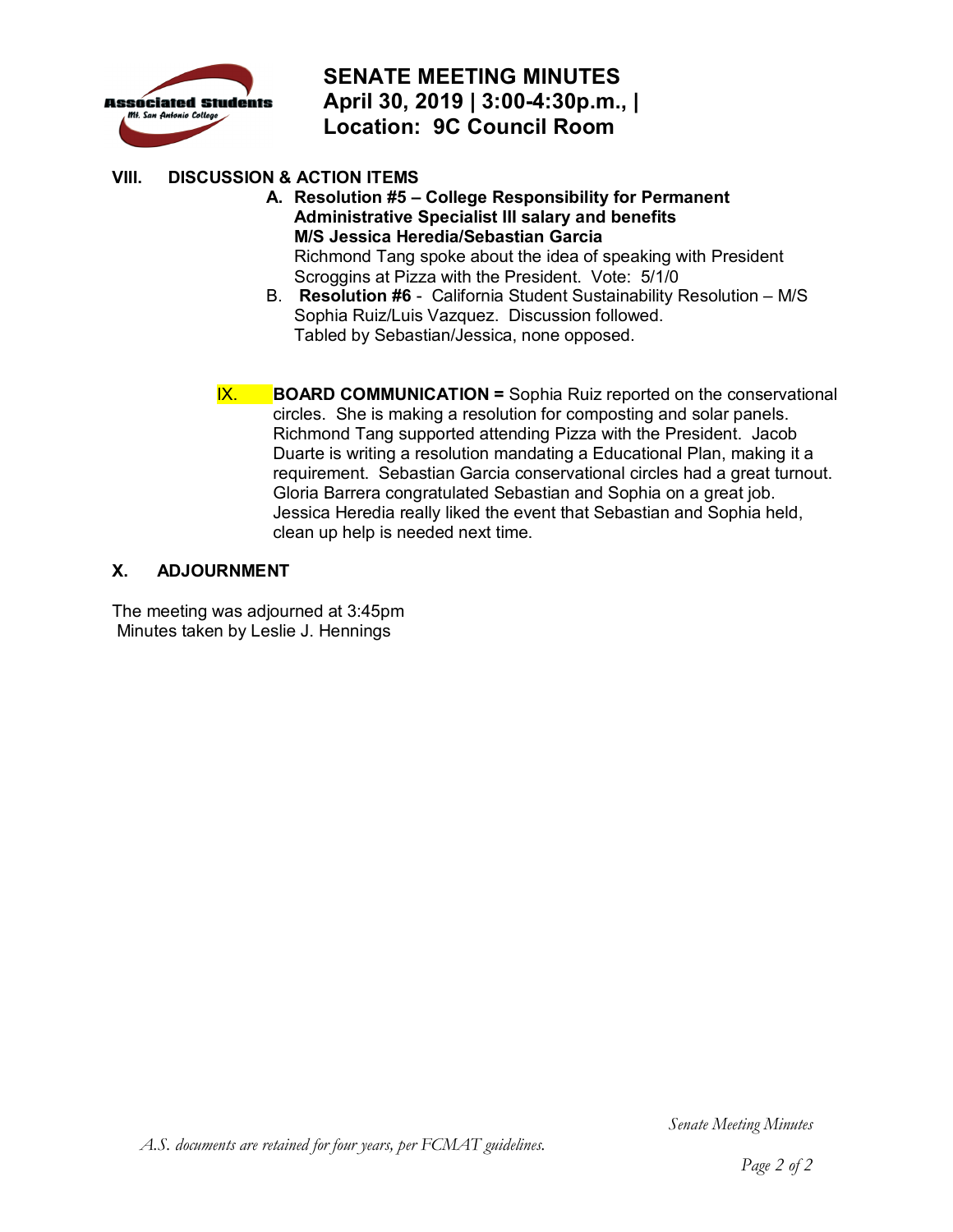# SENATE MEETING MINUTES
## April 30, 2019 | 3:00-4:30p.m., |
## Location: 9C Council Room

## VIII. DISCUSSION & ACTION ITEMS

A. **Resolution #5 – College Responsibility for Permanent Administrative Specialist III salary and benefits**
**M/S Jessica Heredia/Sebastian Garcia**
Richmond Tang spoke about the idea of speaking with President Scroggins at Pizza with the President. Vote: 5/1/0

B. **Resolution #6** - California Student Sustainability Resolution – M/S Sophia Ruiz/Luis Vazquez. Discussion followed.
Tabled by Sebastian/Jessica, none opposed.

## IX. BOARD COMMUNICATION = Sophia Ruiz reported on the conservational circles. She is making a resolution for composting and solar panels. Richmond Tang supported attending Pizza with the President. Jacob Duarte is writing a resolution mandating a Educational Plan, making it a requirement. Sebastian Garcia conservational circles had a great turnout. Gloria Barrera congratulated Sebastian and Sophia on a great job. Jessica Heredia really liked the event that Sebastian and Sophia held, clean up help is needed next time.

## X. ADJOURNMENT

The meeting was adjourned at 3:45pm
Minutes taken by Leslie J. Hennings

*A.S. documents are retained for four years, per FCMAT guidelines.*